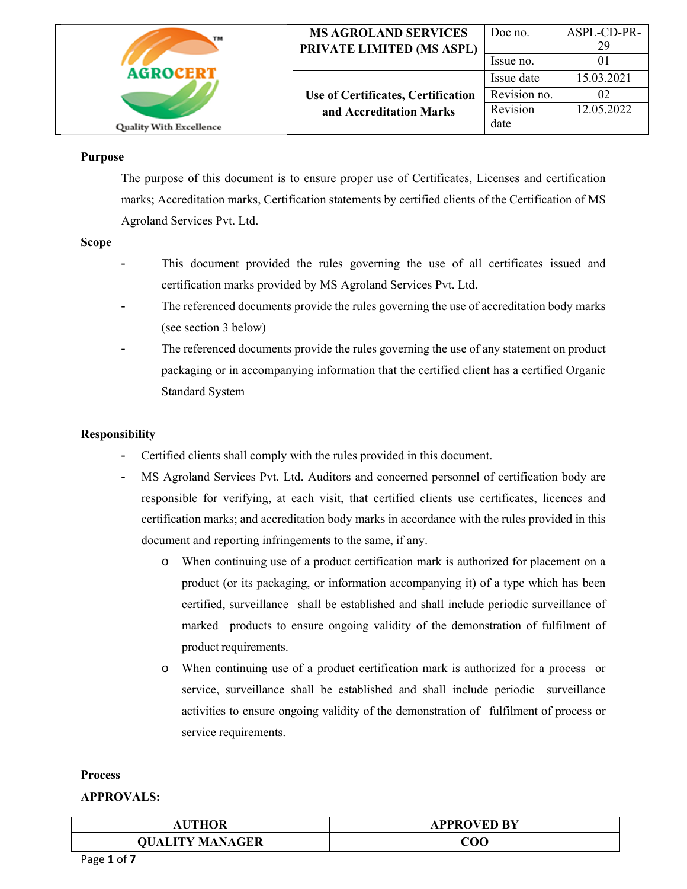| MS AGROLAND SERVICES PRIVATE LIMITED (MS ASPL) | Doc no. | ASPL-CD-PR-29 |
|---|---|---|
| | Issue no. | 01 |
| Use of Certificates, Certification and Accreditation Marks | Issue date | 15.03.2021 |
| | Revision no. | 02 |
| | Revision date | 12.05.2022 |

**Purpose**

The purpose of this document is to ensure proper use of Certificates, Licenses and certification marks; Accreditation marks, Certification statements by certified clients of the Certification of MS Agroland Services Pvt. Ltd.

**Scope**

- This document provided the rules governing the use of all certificates issued and certification marks provided by MS Agroland Services Pvt. Ltd.
- The referenced documents provide the rules governing the use of accreditation body marks (see section 3 below)
- The referenced documents provide the rules governing the use of any statement on product packaging or in accompanying information that the certified client has a certified Organic Standard System

**Responsibility**

- Certified clients shall comply with the rules provided in this document.
- MS Agroland Services Pvt. Ltd. Auditors and concerned personnel of certification body are responsible for verifying, at each visit, that certified clients use certificates, licences and certification marks; and accreditation body marks in accordance with the rules provided in this document and reporting infringements to the same, if any.
    - When continuing use of a product certification mark is authorized for placement on a product (or its packaging, or information accompanying it) of a type which has been certified, surveillance shall be established and shall include periodic surveillance of marked products to ensure ongoing validity of the demonstration of fulfilment of product requirements.
    - When continuing use of a product certification mark is authorized for a process or service, surveillance shall be established and shall include periodic surveillance activities to ensure ongoing validity of the demonstration of fulfilment of process or service requirements.

**Process**

**APPROVALS:**

| AUTHOR | APPROVED BY |
|---|---|
| QUALITY MANAGER | COO |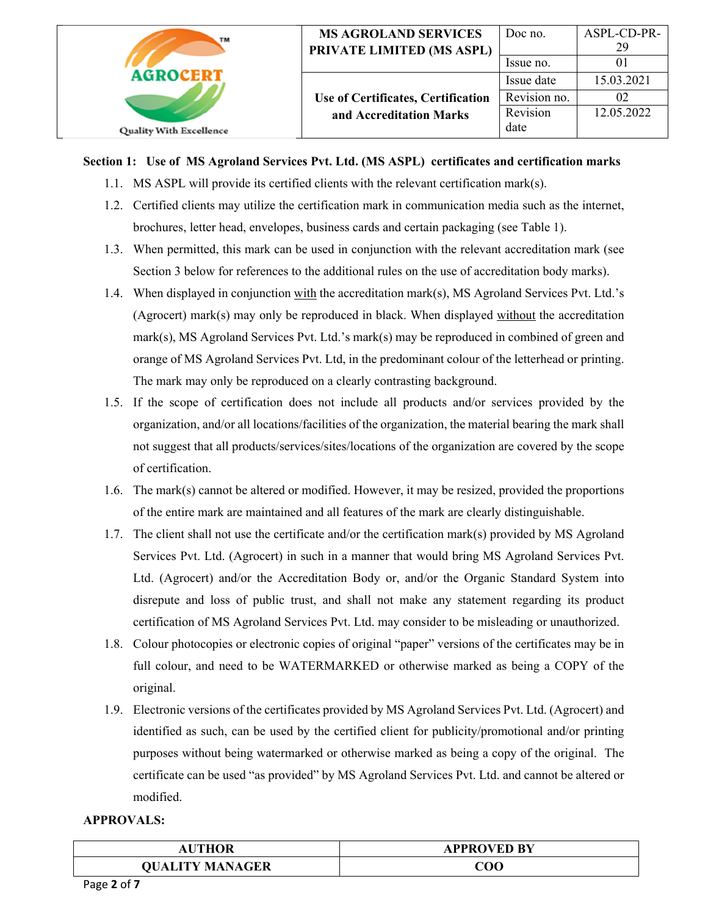## Section 1: Use of MS Agroland Services Pvt. Ltd. (MS ASPL) certificates and certification marks

1.1. MS ASPL will provide its certified clients with the relevant certification mark(s).

1.2. Certified clients may utilize the certification mark in communication media such as the internet, brochures, letter head, envelopes, business cards and certain packaging (see Table 1).

1.3. When permitted, this mark can be used in conjunction with the relevant accreditation mark (see Section 3 below for references to the additional rules on the use of accreditation body marks).

1.4. When displayed in conjunction with the accreditation mark(s), MS Agroland Services Pvt. Ltd.'s (Agrocert) mark(s) may only be reproduced in black. When displayed without the accreditation mark(s), MS Agroland Services Pvt. Ltd.'s mark(s) may be reproduced in combined of green and orange of MS Agroland Services Pvt. Ltd, in the predominant colour of the letterhead or printing. The mark may only be reproduced on a clearly contrasting background.

1.5. If the scope of certification does not include all products and/or services provided by the organization, and/or all locations/facilities of the organization, the material bearing the mark shall not suggest that all products/services/sites/locations of the organization are covered by the scope of certification.

1.6. The mark(s) cannot be altered or modified. However, it may be resized, provided the proportions of the entire mark are maintained and all features of the mark are clearly distinguishable.

1.7. The client shall not use the certificate and/or the certification mark(s) provided by MS Agroland Services Pvt. Ltd. (Agrocert) in such in a manner that would bring MS Agroland Services Pvt. Ltd. (Agrocert) and/or the Accreditation Body or, and/or the Organic Standard System into disrepute and loss of public trust, and shall not make any statement regarding its product certification of MS Agroland Services Pvt. Ltd. may consider to be misleading or unauthorized.

1.8. Colour photocopies or electronic copies of original "paper" versions of the certificates may be in full colour, and need to be WATERMARKED or otherwise marked as being a COPY of the original.

1.9. Electronic versions of the certificates provided by MS Agroland Services Pvt. Ltd. (Agrocert) and identified as such, can be used by the certified client for publicity/promotional and/or printing purposes without being watermarked or otherwise marked as being a copy of the original. The certificate can be used "as provided" by MS Agroland Services Pvt. Ltd. and cannot be altered or modified.

**APPROVALS:**

| AUTHOR | APPROVED BY |
|---|---|
| QUALITY MANAGER | COO |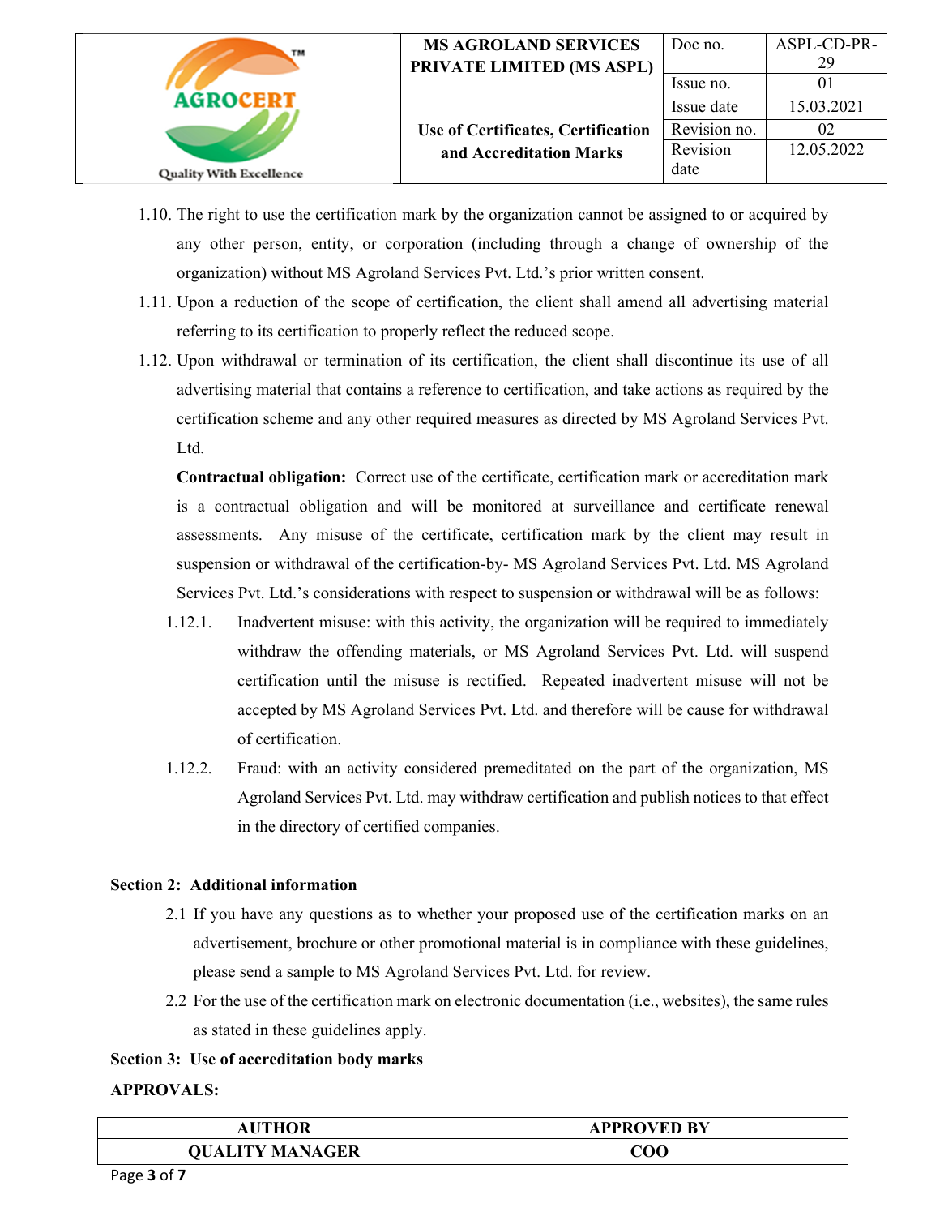1.10. The right to use the certification mark by the organization cannot be assigned to or acquired by any other person, entity, or corporation (including through a change of ownership of the organization) without MS Agroland Services Pvt. Ltd.'s prior written consent.

1.11. Upon a reduction of the scope of certification, the client shall amend all advertising material referring to its certification to properly reflect the reduced scope.

1.12. Upon withdrawal or termination of its certification, the client shall discontinue its use of all advertising material that contains a reference to certification, and take actions as required by the certification scheme and any other required measures as directed by MS Agroland Services Pvt. Ltd.

**Contractual obligation:** Correct use of the certificate, certification mark or accreditation mark is a contractual obligation and will be monitored at surveillance and certificate renewal assessments. Any misuse of the certificate, certification mark by the client may result in suspension or withdrawal of the certification-by- MS Agroland Services Pvt. Ltd. MS Agroland Services Pvt. Ltd.'s considerations with respect to suspension or withdrawal will be as follows:

1.12.1. Inadvertent misuse: with this activity, the organization will be required to immediately withdraw the offending materials, or MS Agroland Services Pvt. Ltd. will suspend certification until the misuse is rectified. Repeated inadvertent misuse will not be accepted by MS Agroland Services Pvt. Ltd. and therefore will be cause for withdrawal of certification.

1.12.2. Fraud: with an activity considered premeditated on the part of the organization, MS Agroland Services Pvt. Ltd. may withdraw certification and publish notices to that effect in the directory of certified companies.

**Section 2: Additional information**

2.1 If you have any questions as to whether your proposed use of the certification marks on an advertisement, brochure or other promotional material is in compliance with these guidelines, please send a sample to MS Agroland Services Pvt. Ltd. for review.

2.2 For the use of the certification mark on electronic documentation (i.e., websites), the same rules as stated in these guidelines apply.

**Section 3: Use of accreditation body marks**

**APPROVALS:**

| AUTHOR | APPROVED BY |
| --- | --- |
| QUALITY MANAGER | COO |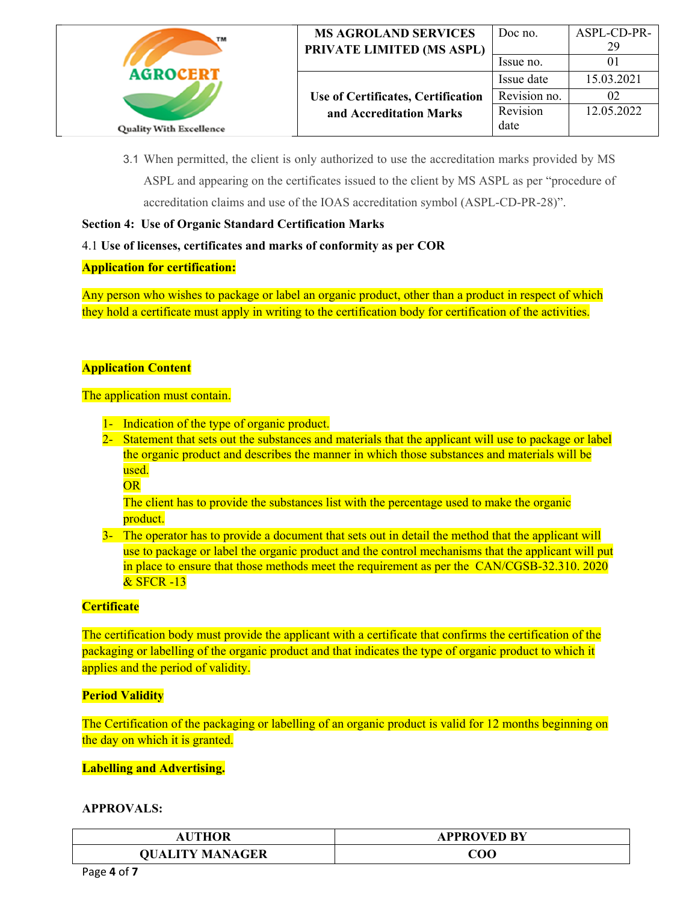3.1 When permitted, the client is only authorized to use the accreditation marks provided by MS ASPL and appearing on the certificates issued to the client by MS ASPL as per "procedure of accreditation claims and use of the IOAS accreditation symbol (ASPL-CD-PR-28)".

**Section 4: Use of Organic Standard Certification Marks**

4.1 **Use of licenses, certificates and marks of conformity as per COR**

**Application for certification:**

Any person who wishes to package or label an organic product, other than a product in respect of which they hold a certificate must apply in writing to the certification body for certification of the activities.

**Application Content**

The application must contain.

1- Indication of the type of organic product.
2- Statement that sets out the substances and materials that the applicant will use to package or label the organic product and describes the manner in which those substances and materials will be used.
   OR
   The client has to provide the substances list with the percentage used to make the organic product.
3- The operator has to provide a document that sets out in detail the method that the applicant will use to package or label the organic product and the control mechanisms that the applicant will put in place to ensure that those methods meet the requirement as per the CAN/CGSB-32.310. 2020 & SFCR -13

**Certificate**

The certification body must provide the applicant with a certificate that confirms the certification of the packaging or labelling of the organic product and that indicates the type of organic product to which it applies and the period of validity.

**Period Validity**

The Certification of the packaging or labelling of an organic product is valid for 12 months beginning on the day on which it is granted.

**Labelling and Advertising.**

**APPROVALS:**

| AUTHOR | APPROVED BY |
|---|---|
| QUALITY MANAGER | COO |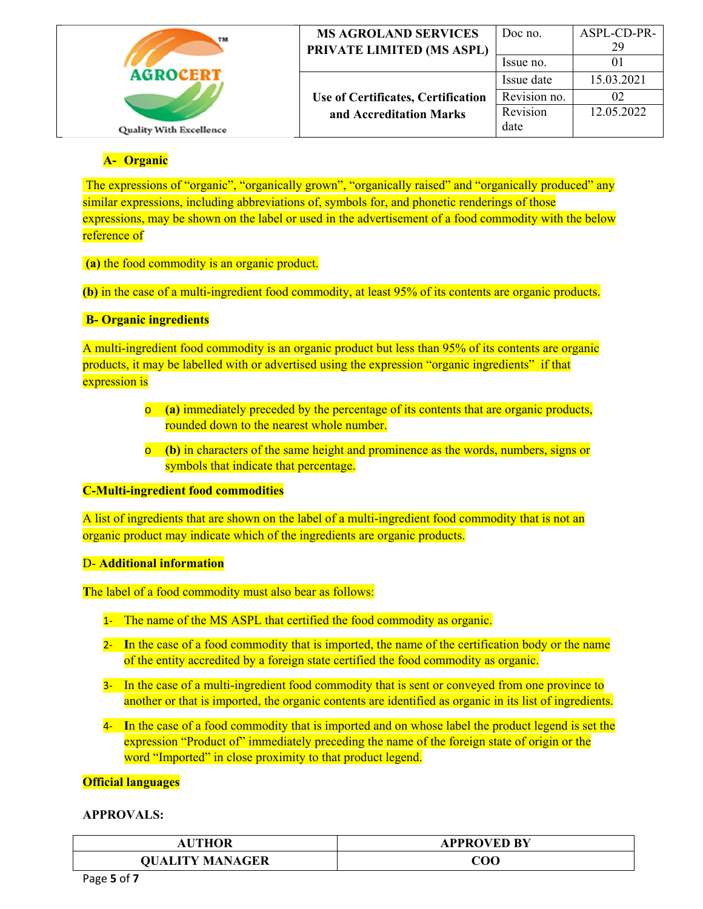**A- Organic**

The expressions of “organic”, “organically grown”, “organically raised” and “organically produced” any similar expressions, including abbreviations of, symbols for, and phonetic renderings of those expressions, may be shown on the label or used in the advertisement of a food commodity with the below reference of

**(a)** the food commodity is an organic product.

**(b)** in the case of a multi-ingredient food commodity, at least 95% of its contents are organic products.

**B- Organic ingredients**

A multi-ingredient food commodity is an organic product but less than 95% of its contents are organic products, it may be labelled with or advertised using the expression “organic ingredients” if that expression is

- **(a)** immediately preceded by the percentage of its contents that are organic products, rounded down to the nearest whole number.
- **(b)** in characters of the same height and prominence as the words, numbers, signs or symbols that indicate that percentage.

**C-Multi-ingredient food commodities**

A list of ingredients that are shown on the label of a multi-ingredient food commodity that is not an organic product may indicate which of the ingredients are organic products.

D- **Additional information**

**T**he label of a food commodity must also bear as follows:

1- The name of the MS ASPL that certified the food commodity as organic.

2- **I**n the case of a food commodity that is imported, the name of the certification body or the name of the entity accredited by a foreign state certified the food commodity as organic.

3- In the case of a multi-ingredient food commodity that is sent or conveyed from one province to another or that is imported, the organic contents are identified as organic in its list of ingredients.

4- **I**n the case of a food commodity that is imported and on whose label the product legend is set the expression “Product of” immediately preceding the name of the foreign state of origin or the word “Imported” in close proximity to that product legend.

**Official languages**

**APPROVALS:**

| AUTHOR | APPROVED BY |
|---|---|
| QUALITY MANAGER | COO |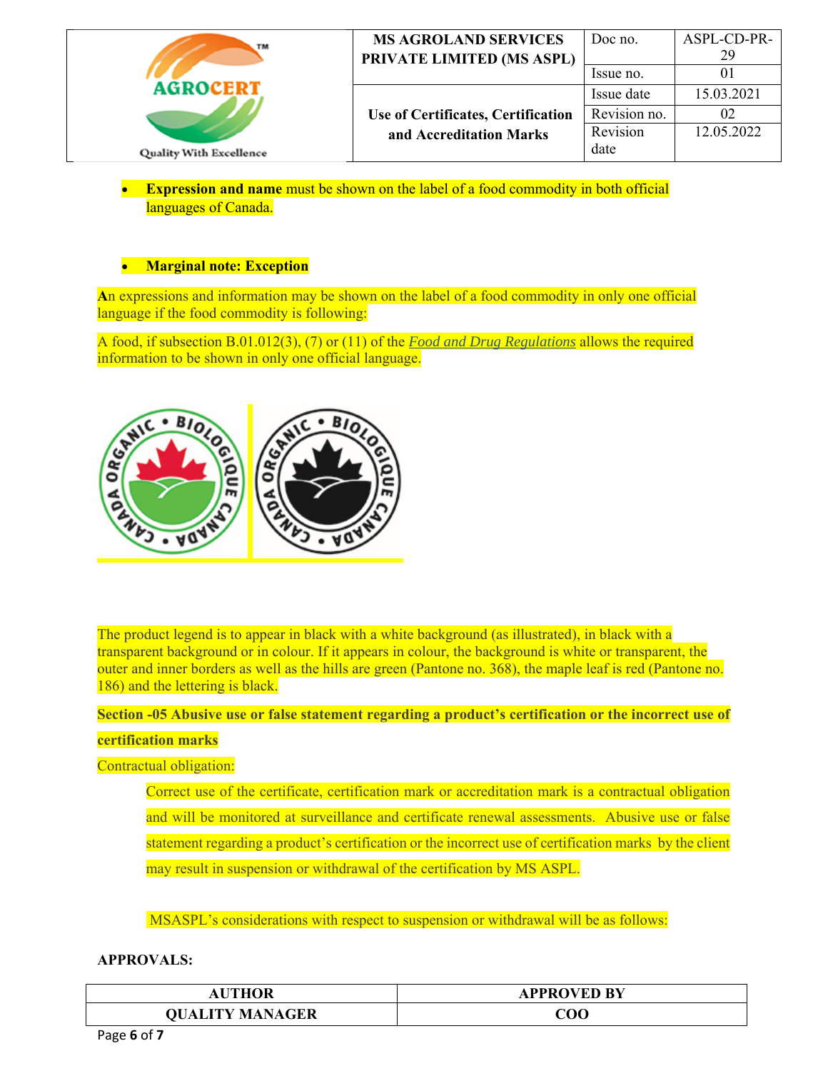- **Expression and name** must be shown on the label of a food commodity in both official languages of Canada.

- **Marginal note: Exception**

**A**n expressions and information may be shown on the label of a food commodity in only one official language if the food commodity is following:

A food, if subsection B.01.012(3), (7) or (11) of the *Food and Drug Regulations* allows the required information to be shown in only one official language.

The product legend is to appear in black with a white background (as illustrated), in black with a transparent background or in colour. If it appears in colour, the background is white or transparent, the outer and inner borders as well as the hills are green (Pantone no. 368), the maple leaf is red (Pantone no. 186) and the lettering is black.

**Section -05 Abusive use or false statement regarding a product's certification or the incorrect use of certification marks**

Contractual obligation:

Correct use of the certificate, certification mark or accreditation mark is a contractual obligation and will be monitored at surveillance and certificate renewal assessments. Abusive use or false statement regarding a product's certification or the incorrect use of certification marks by the client may result in suspension or withdrawal of the certification by MS ASPL.

MSASPL's considerations with respect to suspension or withdrawal will be as follows:

**APPROVALS:**

| AUTHOR | APPROVED BY |
|---|---|
| QUALITY MANAGER | COO |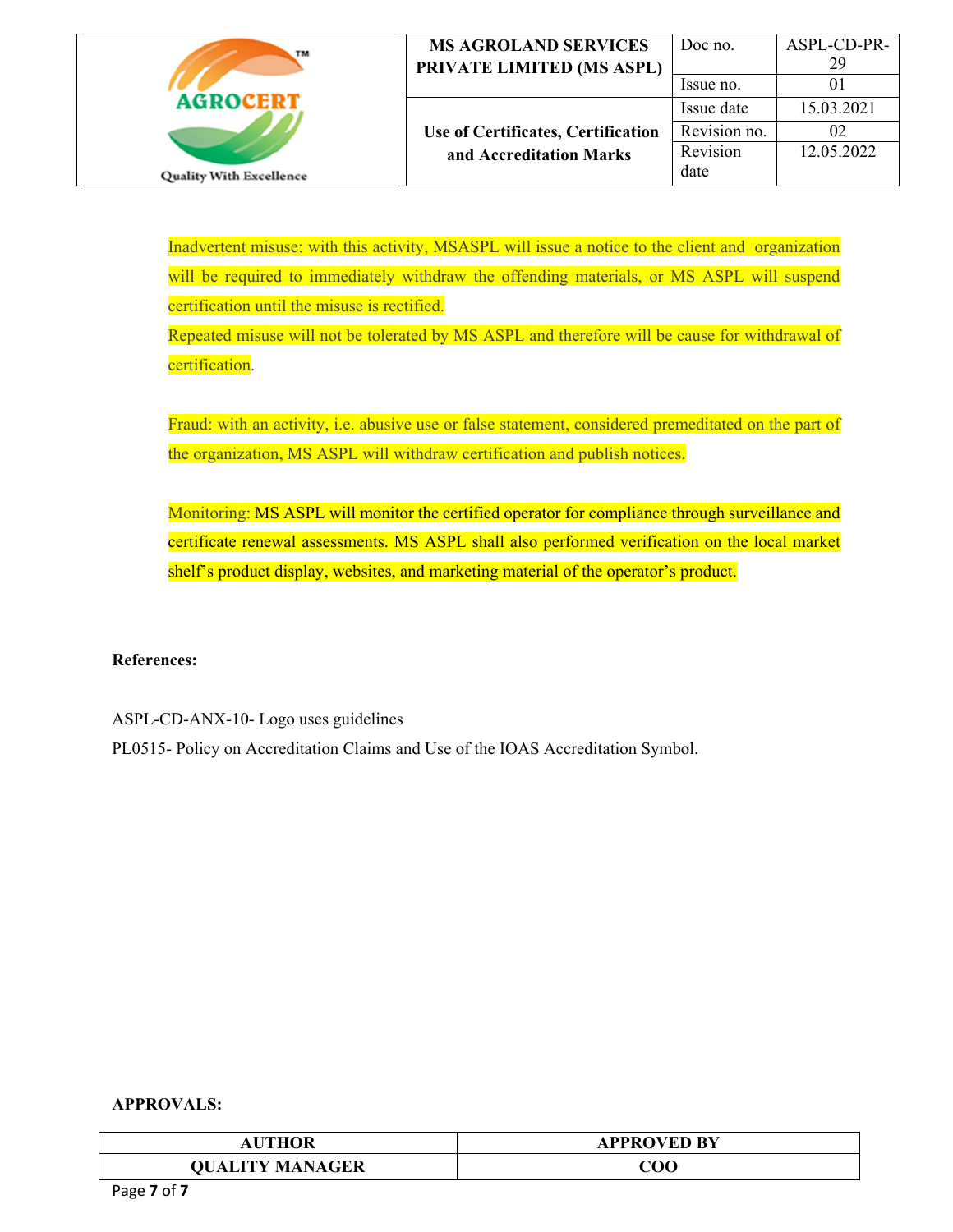Inadvertent misuse: with this activity, MSASPL will issue a notice to the client and organization will be required to immediately withdraw the offending materials, or MS ASPL will suspend certification until the misuse is rectified.
Repeated misuse will not be tolerated by MS ASPL and therefore will be cause for withdrawal of certification.

Fraud: with an activity, i.e. abusive use or false statement, considered premeditated on the part of the organization, MS ASPL will withdraw certification and publish notices.

Monitoring: MS ASPL will monitor the certified operator for compliance through surveillance and certificate renewal assessments. MS ASPL shall also performed verification on the local market shelf's product display, websites, and marketing material of the operator's product.

**References:**

ASPL-CD-ANX-10- Logo uses guidelines
PL0515- Policy on Accreditation Claims and Use of the IOAS Accreditation Symbol.

**APPROVALS:**

| AUTHOR | APPROVED BY |
|---|---|
| QUALITY MANAGER | COO |